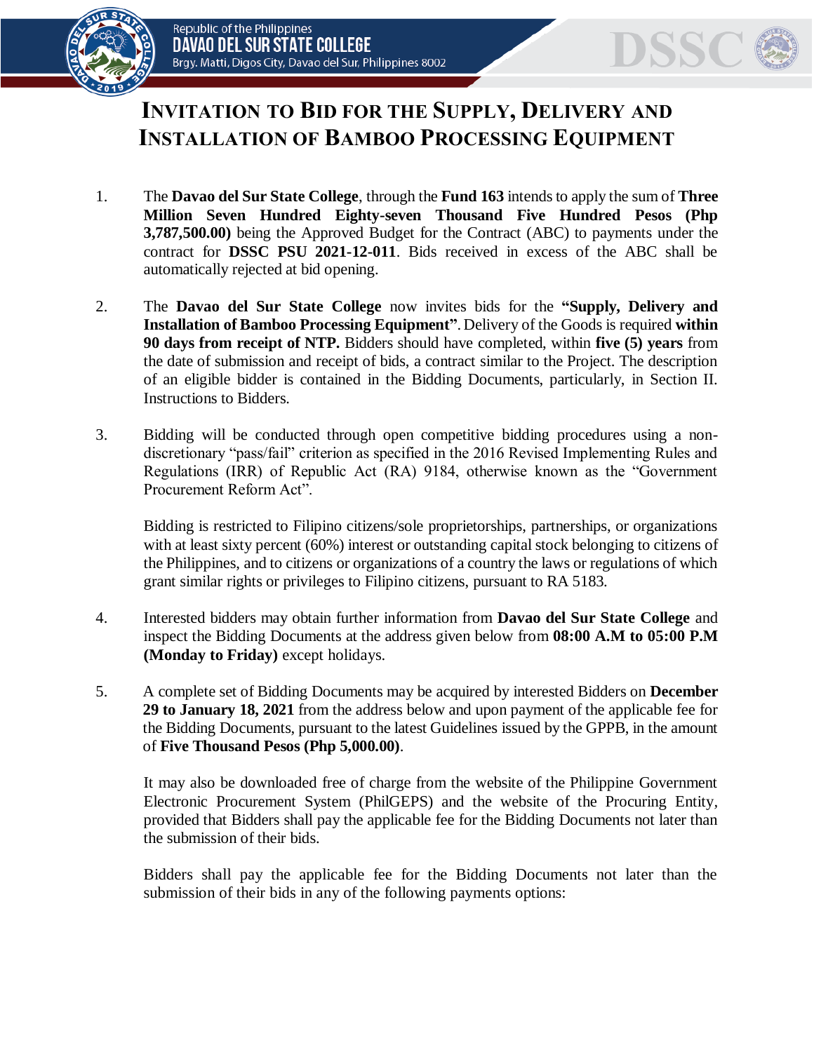Republic of the Philippines
**DAVAO DEL SUR STATE COLLEGE**
Brgy. Matti, Digos City, Davao del Sur, Philippines 8002

# INVITATION TO BID FOR THE SUPPLY, DELIVERY AND INSTALLATION OF BAMBOO PROCESSING EQUIPMENT

1. The **Davao del Sur State College**, through the **Fund 163** intends to apply the sum of **Three Million Seven Hundred Eighty-seven Thousand Five Hundred Pesos (Php 3,787,500.00)** being the Approved Budget for the Contract (ABC) to payments under the contract for **DSSC PSU 2021-12-011**. Bids received in excess of the ABC shall be automatically rejected at bid opening.

2. The **Davao del Sur State College** now invites bids for the **"Supply, Delivery and Installation of Bamboo Processing Equipment"**. Delivery of the Goods is required **within 90 days from receipt of NTP.** Bidders should have completed, within **five (5) years** from the date of submission and receipt of bids, a contract similar to the Project. The description of an eligible bidder is contained in the Bidding Documents, particularly, in Section II. Instructions to Bidders.

3. Bidding will be conducted through open competitive bidding procedures using a non-discretionary "pass/fail" criterion as specified in the 2016 Revised Implementing Rules and Regulations (IRR) of Republic Act (RA) 9184, otherwise known as the "Government Procurement Reform Act".

   Bidding is restricted to Filipino citizens/sole proprietorships, partnerships, or organizations with at least sixty percent (60%) interest or outstanding capital stock belonging to citizens of the Philippines, and to citizens or organizations of a country the laws or regulations of which grant similar rights or privileges to Filipino citizens, pursuant to RA 5183.

4. Interested bidders may obtain further information from **Davao del Sur State College** and inspect the Bidding Documents at the address given below from **08:00 A.M to 05:00 P.M (Monday to Friday)** except holidays.

5. A complete set of Bidding Documents may be acquired by interested Bidders on **December 29 to January 18, 2021** from the address below and upon payment of the applicable fee for the Bidding Documents, pursuant to the latest Guidelines issued by the GPPB, in the amount of **Five Thousand Pesos (Php 5,000.00)**.

   It may also be downloaded free of charge from the website of the Philippine Government Electronic Procurement System (PhilGEPS) and the website of the Procuring Entity, provided that Bidders shall pay the applicable fee for the Bidding Documents not later than the submission of their bids.

   Bidders shall pay the applicable fee for the Bidding Documents not later than the submission of their bids in any of the following payments options: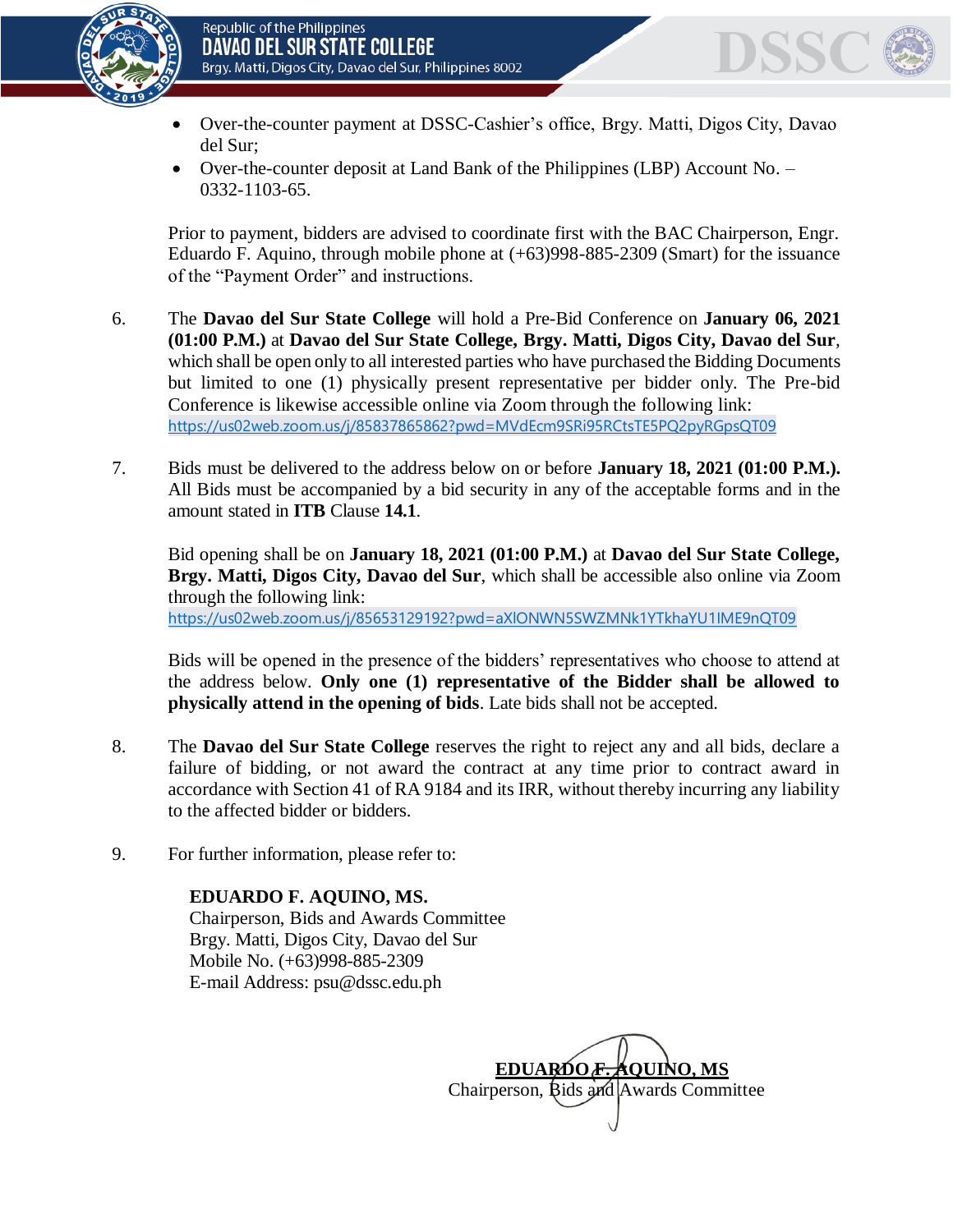- Over-the-counter payment at DSSC-Cashier's office, Brgy. Matti, Digos City, Davao del Sur;
- Over-the-counter deposit at Land Bank of the Philippines (LBP) Account No. – 0332-1103-65.

Prior to payment, bidders are advised to coordinate first with the BAC Chairperson, Engr. Eduardo F. Aquino, through mobile phone at (+63)998-885-2309 (Smart) for the issuance of the "Payment Order" and instructions.

6. The **Davao del Sur State College** will hold a Pre-Bid Conference on **January 06, 2021 (01:00 P.M.)** at **Davao del Sur State College, Brgy. Matti, Digos City, Davao del Sur**, which shall be open only to all interested parties who have purchased the Bidding Documents but limited to one (1) physically present representative per bidder only. The Pre-bid Conference is likewise accessible online via Zoom through the following link: https://us02web.zoom.us/j/85837865862?pwd=MVdEcm9SRi95RCtsTE5PQ2pyRGpsQT09

7. Bids must be delivered to the address below on or before **January 18, 2021 (01:00 P.M.).** All Bids must be accompanied by a bid security in any of the acceptable forms and in the amount stated in **ITB** Clause **14.1**.

   Bid opening shall be on **January 18, 2021 (01:00 P.M.)** at **Davao del Sur State College, Brgy. Matti, Digos City, Davao del Sur**, which shall be accessible also online via Zoom through the following link: https://us02web.zoom.us/j/85653129192?pwd=aXlONWN5SWZMNk1YTkhaYU1IME9nQT09

   Bids will be opened in the presence of the bidders' representatives who choose to attend at the address below. **Only one (1) representative of the Bidder shall be allowed to physically attend in the opening of bids**. Late bids shall not be accepted.

8. The **Davao del Sur State College** reserves the right to reject any and all bids, declare a failure of bidding, or not award the contract at any time prior to contract award in accordance with Section 41 of RA 9184 and its IRR, without thereby incurring any liability to the affected bidder or bidders.

9. For further information, please refer to:

   **EDUARDO F. AQUINO, MS.**
   Chairperson, Bids and Awards Committee
   Brgy. Matti, Digos City, Davao del Sur
   Mobile No. (+63)998-885-2309
   E-mail Address: psu@dssc.edu.ph

**EDUARDO F. AQUINO, MS**
Chairperson, Bids and Awards Committee